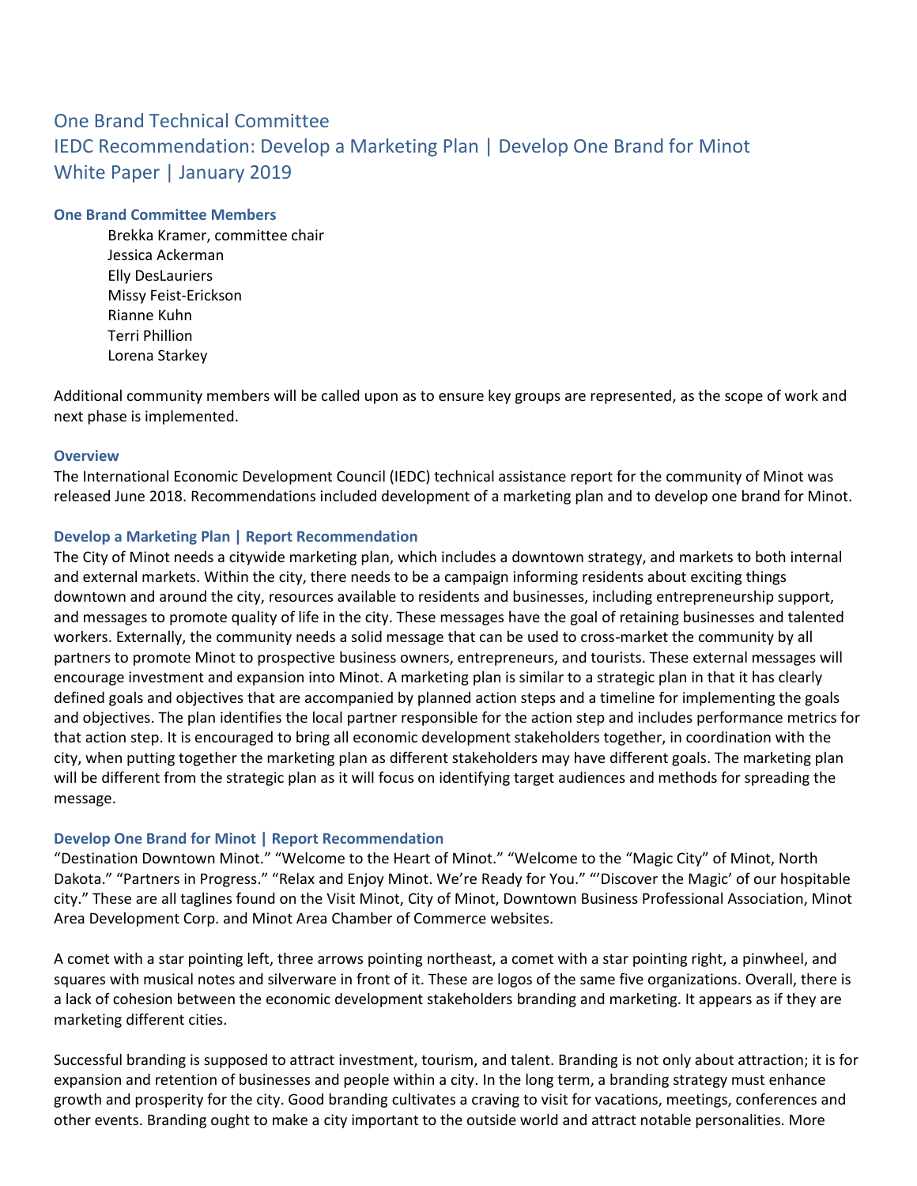# One Brand Technical Committee
# IEDC Recommendation: Develop a Marketing Plan | Develop One Brand for Minot
# White Paper | January 2019

### One Brand Committee Members

Brekka Kramer, committee chair
Jessica Ackerman
Elly DesLauriers
Missy Feist-Erickson
Rianne Kuhn
Terri Phillion
Lorena Starkey

Additional community members will be called upon as to ensure key groups are represented, as the scope of work and next phase is implemented.

### Overview

The International Economic Development Council (IEDC) technical assistance report for the community of Minot was released June 2018. Recommendations included development of a marketing plan and to develop one brand for Minot.

### Develop a Marketing Plan | Report Recommendation

The City of Minot needs a citywide marketing plan, which includes a downtown strategy, and markets to both internal and external markets. Within the city, there needs to be a campaign informing residents about exciting things downtown and around the city, resources available to residents and businesses, including entrepreneurship support, and messages to promote quality of life in the city. These messages have the goal of retaining businesses and talented workers. Externally, the community needs a solid message that can be used to cross-market the community by all partners to promote Minot to prospective business owners, entrepreneurs, and tourists. These external messages will encourage investment and expansion into Minot. A marketing plan is similar to a strategic plan in that it has clearly defined goals and objectives that are accompanied by planned action steps and a timeline for implementing the goals and objectives. The plan identifies the local partner responsible for the action step and includes performance metrics for that action step. It is encouraged to bring all economic development stakeholders together, in coordination with the city, when putting together the marketing plan as different stakeholders may have different goals. The marketing plan will be different from the strategic plan as it will focus on identifying target audiences and methods for spreading the message.

### Develop One Brand for Minot | Report Recommendation

"Destination Downtown Minot." "Welcome to the Heart of Minot." "Welcome to the "Magic City" of Minot, North Dakota." "Partners in Progress." "Relax and Enjoy Minot. We're Ready for You." "'Discover the Magic' of our hospitable city." These are all taglines found on the Visit Minot, City of Minot, Downtown Business Professional Association, Minot Area Development Corp. and Minot Area Chamber of Commerce websites.

A comet with a star pointing left, three arrows pointing northeast, a comet with a star pointing right, a pinwheel, and squares with musical notes and silverware in front of it. These are logos of the same five organizations. Overall, there is a lack of cohesion between the economic development stakeholders branding and marketing. It appears as if they are marketing different cities.

Successful branding is supposed to attract investment, tourism, and talent. Branding is not only about attraction; it is for expansion and retention of businesses and people within a city. In the long term, a branding strategy must enhance growth and prosperity for the city. Good branding cultivates a craving to visit for vacations, meetings, conferences and other events. Branding ought to make a city important to the outside world and attract notable personalities. More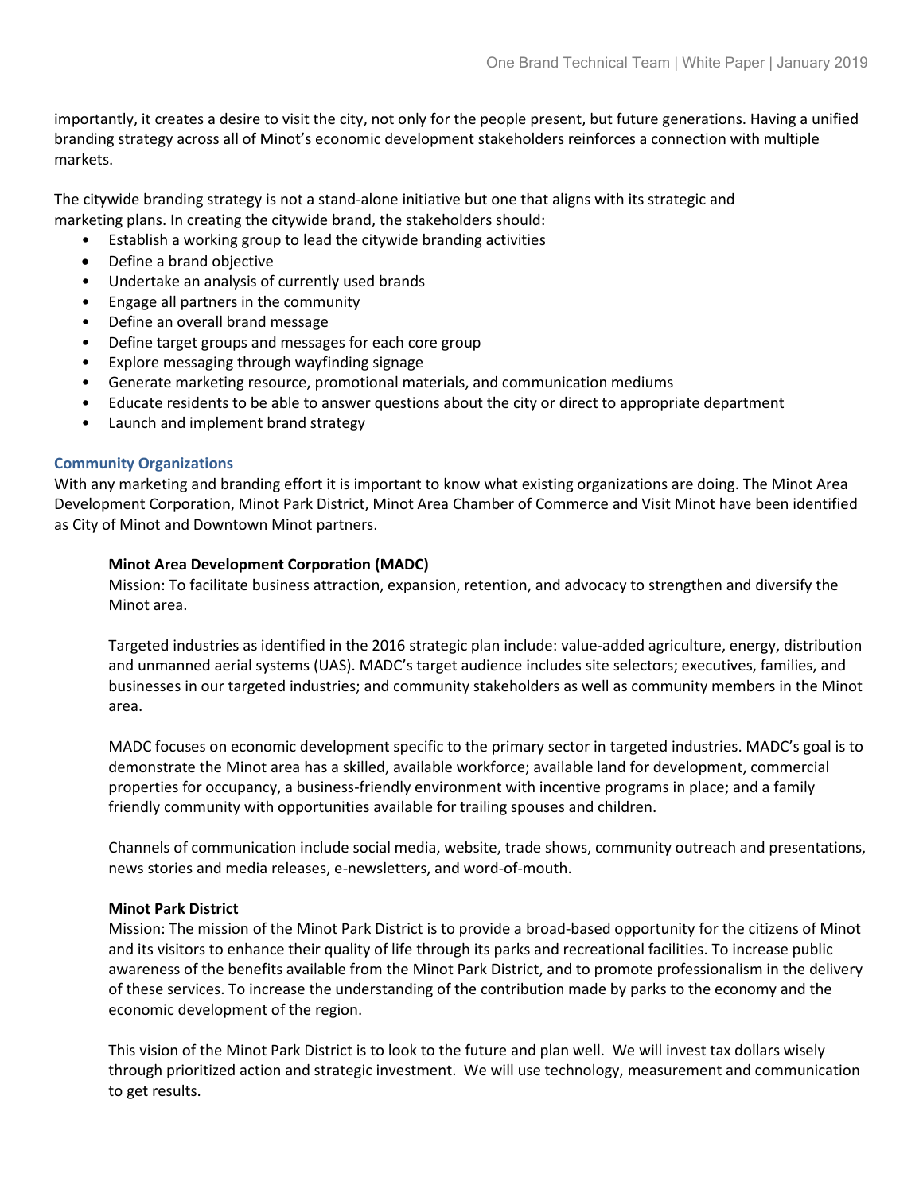importantly, it creates a desire to visit the city, not only for the people present, but future generations. Having a unified branding strategy across all of Minot's economic development stakeholders reinforces a connection with multiple markets.

The citywide branding strategy is not a stand-alone initiative but one that aligns with its strategic and marketing plans. In creating the citywide brand, the stakeholders should:

- Establish a working group to lead the citywide branding activities
- Define a brand objective
- Undertake an analysis of currently used brands
- Engage all partners in the community
- Define an overall brand message
- Define target groups and messages for each core group
- Explore messaging through wayfinding signage
- Generate marketing resource, promotional materials, and communication mediums
- Educate residents to be able to answer questions about the city or direct to appropriate department
- Launch and implement brand strategy

### Community Organizations

With any marketing and branding effort it is important to know what existing organizations are doing. The Minot Area Development Corporation, Minot Park District, Minot Area Chamber of Commerce and Visit Minot have been identified as City of Minot and Downtown Minot partners.

#### Minot Area Development Corporation (MADC)

Mission: To facilitate business attraction, expansion, retention, and advocacy to strengthen and diversify the Minot area.

Targeted industries as identified in the 2016 strategic plan include: value-added agriculture, energy, distribution and unmanned aerial systems (UAS). MADC's target audience includes site selectors; executives, families, and businesses in our targeted industries; and community stakeholders as well as community members in the Minot area.

MADC focuses on economic development specific to the primary sector in targeted industries. MADC's goal is to demonstrate the Minot area has a skilled, available workforce; available land for development, commercial properties for occupancy, a business-friendly environment with incentive programs in place; and a family friendly community with opportunities available for trailing spouses and children.

Channels of communication include social media, website, trade shows, community outreach and presentations, news stories and media releases, e-newsletters, and word-of-mouth.

#### Minot Park District

Mission: The mission of the Minot Park District is to provide a broad-based opportunity for the citizens of Minot and its visitors to enhance their quality of life through its parks and recreational facilities. To increase public awareness of the benefits available from the Minot Park District, and to promote professionalism in the delivery of these services. To increase the understanding of the contribution made by parks to the economy and the economic development of the region.

This vision of the Minot Park District is to look to the future and plan well. We will invest tax dollars wisely through prioritized action and strategic investment. We will use technology, measurement and communication to get results.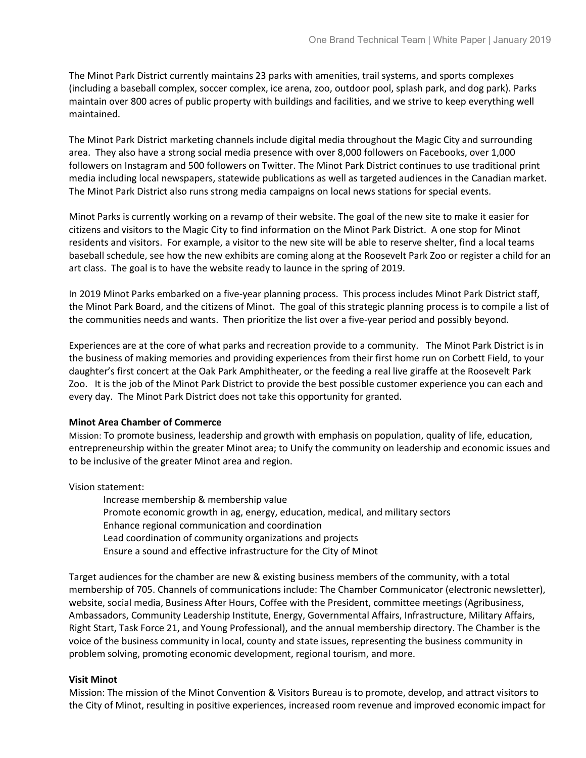The Minot Park District currently maintains 23 parks with amenities, trail systems, and sports complexes (including a baseball complex, soccer complex, ice arena, zoo, outdoor pool, splash park, and dog park). Parks maintain over 800 acres of public property with buildings and facilities, and we strive to keep everything well maintained.

The Minot Park District marketing channels include digital media throughout the Magic City and surrounding area. They also have a strong social media presence with over 8,000 followers on Facebooks, over 1,000 followers on Instagram and 500 followers on Twitter. The Minot Park District continues to use traditional print media including local newspapers, statewide publications as well as targeted audiences in the Canadian market. The Minot Park District also runs strong media campaigns on local news stations for special events.

Minot Parks is currently working on a revamp of their website. The goal of the new site to make it easier for citizens and visitors to the Magic City to find information on the Minot Park District. A one stop for Minot residents and visitors. For example, a visitor to the new site will be able to reserve shelter, find a local teams baseball schedule, see how the new exhibits are coming along at the Roosevelt Park Zoo or register a child for an art class. The goal is to have the website ready to launce in the spring of 2019.

In 2019 Minot Parks embarked on a five-year planning process. This process includes Minot Park District staff, the Minot Park Board, and the citizens of Minot. The goal of this strategic planning process is to compile a list of the communities needs and wants. Then prioritize the list over a five-year period and possibly beyond.

Experiences are at the core of what parks and recreation provide to a community. The Minot Park District is in the business of making memories and providing experiences from their first home run on Corbett Field, to your daughter's first concert at the Oak Park Amphitheater, or the feeding a real live giraffe at the Roosevelt Park Zoo. It is the job of the Minot Park District to provide the best possible customer experience you can each and every day. The Minot Park District does not take this opportunity for granted.

**Minot Area Chamber of Commerce**

Mission: To promote business, leadership and growth with emphasis on population, quality of life, education, entrepreneurship within the greater Minot area; to Unify the community on leadership and economic issues and to be inclusive of the greater Minot area and region.

Vision statement:

- Increase membership & membership value
- Promote economic growth in ag, energy, education, medical, and military sectors
- Enhance regional communication and coordination
- Lead coordination of community organizations and projects
- Ensure a sound and effective infrastructure for the City of Minot

Target audiences for the chamber are new & existing business members of the community, with a total membership of 705. Channels of communications include: The Chamber Communicator (electronic newsletter), website, social media, Business After Hours, Coffee with the President, committee meetings (Agribusiness, Ambassadors, Community Leadership Institute, Energy, Governmental Affairs, Infrastructure, Military Affairs, Right Start, Task Force 21, and Young Professional), and the annual membership directory. The Chamber is the voice of the business community in local, county and state issues, representing the business community in problem solving, promoting economic development, regional tourism, and more.

**Visit Minot**

Mission: The mission of the Minot Convention & Visitors Bureau is to promote, develop, and attract visitors to the City of Minot, resulting in positive experiences, increased room revenue and improved economic impact for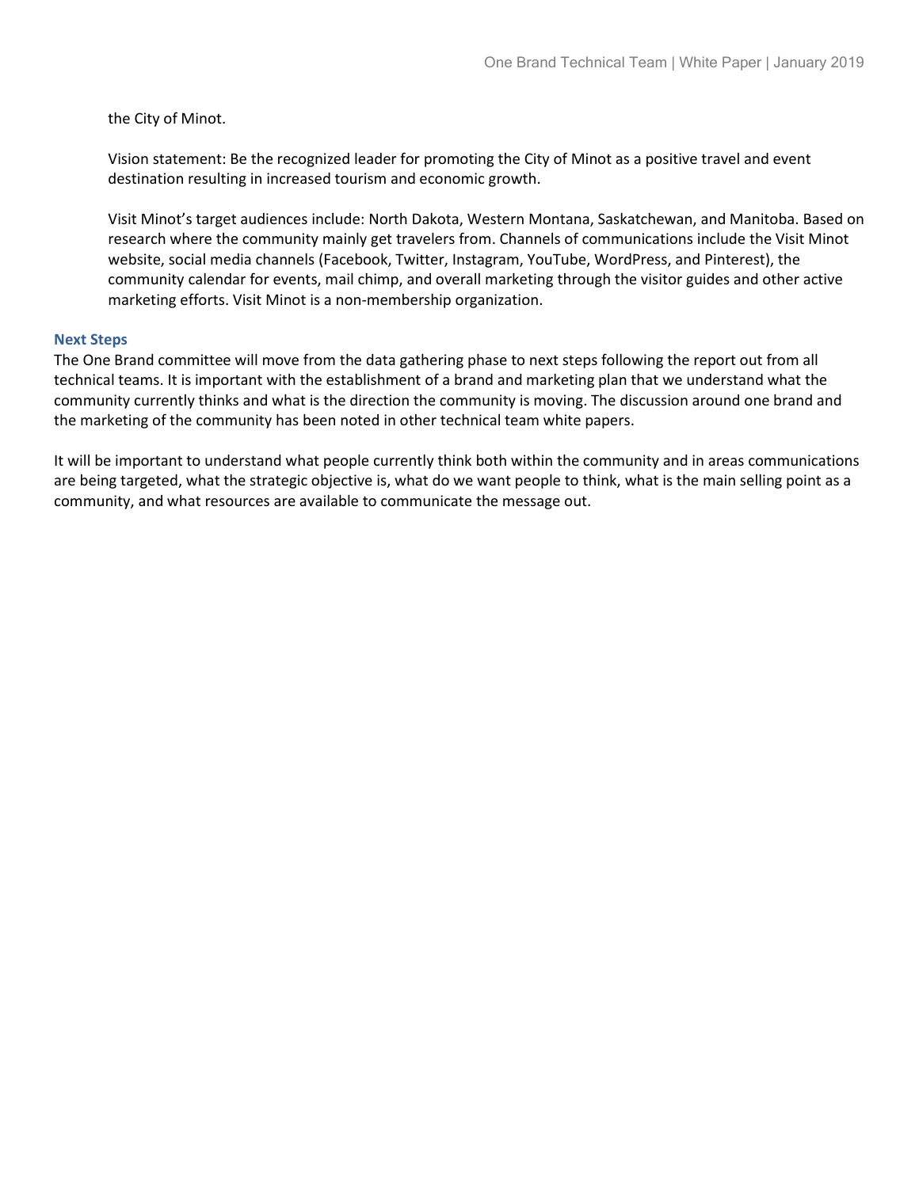the City of Minot.

Vision statement: Be the recognized leader for promoting the City of Minot as a positive travel and event destination resulting in increased tourism and economic growth.

Visit Minot's target audiences include: North Dakota, Western Montana, Saskatchewan, and Manitoba. Based on research where the community mainly get travelers from. Channels of communications include the Visit Minot website, social media channels (Facebook, Twitter, Instagram, YouTube, WordPress, and Pinterest), the community calendar for events, mail chimp, and overall marketing through the visitor guides and other active marketing efforts. Visit Minot is a non-membership organization.

### Next Steps

The One Brand committee will move from the data gathering phase to next steps following the report out from all technical teams. It is important with the establishment of a brand and marketing plan that we understand what the community currently thinks and what is the direction the community is moving. The discussion around one brand and the marketing of the community has been noted in other technical team white papers.

It will be important to understand what people currently think both within the community and in areas communications are being targeted, what the strategic objective is, what do we want people to think, what is the main selling point as a community, and what resources are available to communicate the message out.